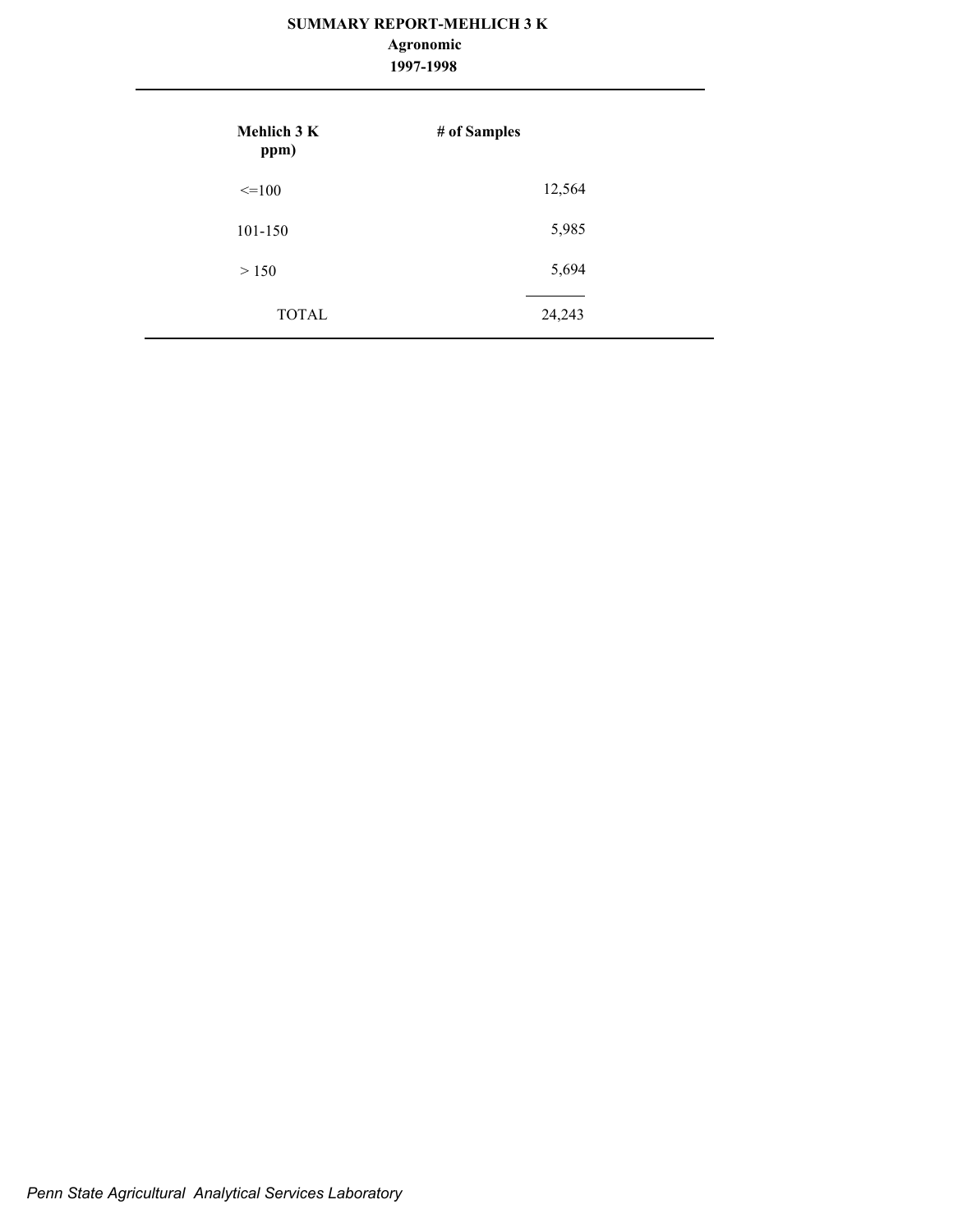# SUMMARY REPORT-MEHLICH 3 K

**Agronomic**

**1997-1998**

| Mehlich 3 K ppm) | # of Samples |
|---|---|
| <=100 | 12,564 |
| 101-150 | 5,985 |
| > 150 | 5,694 |
| TOTAL | 24,243 |

*Penn State Agricultural Analytical Services Laboratory*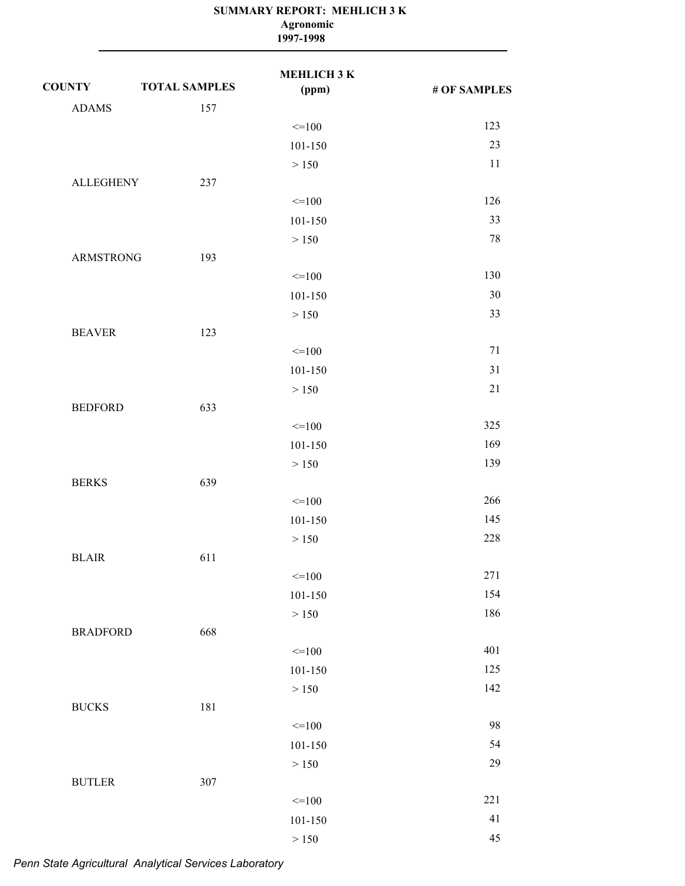**SUMMARY REPORT: MEHLICH 3 K**
**Agronomic**
**1997-1998**

| COUNTY | TOTAL SAMPLES | MEHLICH 3 K (ppm) | # OF SAMPLES |
|---|---|---|---|
| ADAMS | 157 | | |
| | | <=100 | 123 |
| | | 101-150 | 23 |
| | | > 150 | 11 |
| ALLEGHENY | 237 | | |
| | | <=100 | 126 |
| | | 101-150 | 33 |
| | | > 150 | 78 |
| ARMSTRONG | 193 | | |
| | | <=100 | 130 |
| | | 101-150 | 30 |
| | | > 150 | 33 |
| BEAVER | 123 | | |
| | | <=100 | 71 |
| | | 101-150 | 31 |
| | | > 150 | 21 |
| BEDFORD | 633 | | |
| | | <=100 | 325 |
| | | 101-150 | 169 |
| | | > 150 | 139 |
| BERKS | 639 | | |
| | | <=100 | 266 |
| | | 101-150 | 145 |
| | | > 150 | 228 |
| BLAIR | 611 | | |
| | | <=100 | 271 |
| | | 101-150 | 154 |
| | | > 150 | 186 |
| BRADFORD | 668 | | |
| | | <=100 | 401 |
| | | 101-150 | 125 |
| | | > 150 | 142 |
| BUCKS | 181 | | |
| | | <=100 | 98 |
| | | 101-150 | 54 |
| | | > 150 | 29 |
| BUTLER | 307 | | |
| | | <=100 | 221 |
| | | 101-150 | 41 |
| | | > 150 | 45 |

*Penn State Agricultural Analytical Services Laboratory*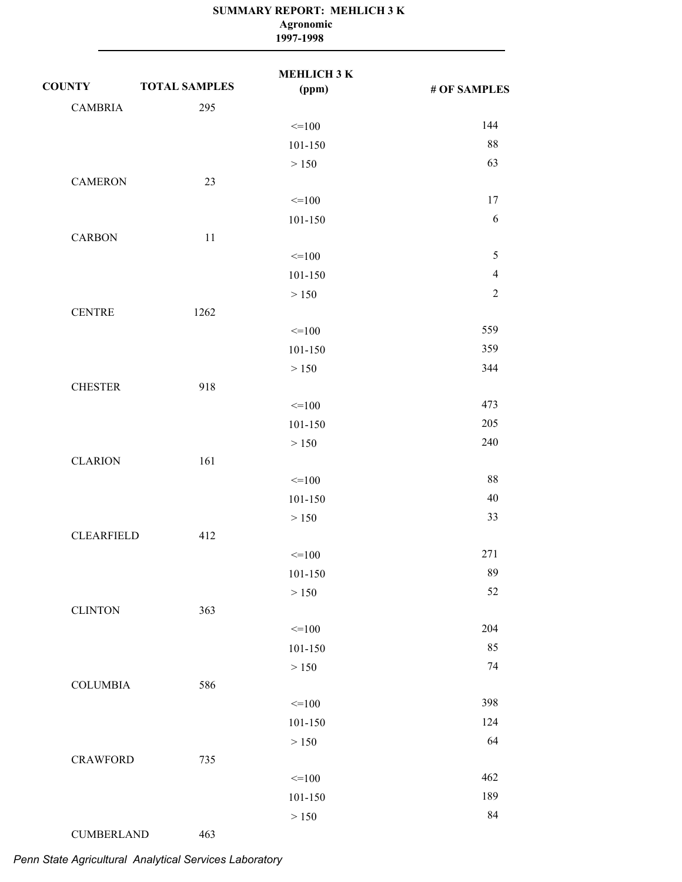**SUMMARY REPORT: MEHLICH 3 K**
**Agronomic**
**1997-1998**

| COUNTY | TOTAL SAMPLES | MEHLICH 3 K (ppm) | # OF SAMPLES |
|---|---|---|---|
| CAMBRIA | 295 | | |
| | | <=100 | 144 |
| | | 101-150 | 88 |
| | | > 150 | 63 |
| CAMERON | 23 | | |
| | | <=100 | 17 |
| | | 101-150 | 6 |
| CARBON | 11 | | |
| | | <=100 | 5 |
| | | 101-150 | 4 |
| | | > 150 | 2 |
| CENTRE | 1262 | | |
| | | <=100 | 559 |
| | | 101-150 | 359 |
| | | > 150 | 344 |
| CHESTER | 918 | | |
| | | <=100 | 473 |
| | | 101-150 | 205 |
| | | > 150 | 240 |
| CLARION | 161 | | |
| | | <=100 | 88 |
| | | 101-150 | 40 |
| | | > 150 | 33 |
| CLEARFIELD | 412 | | |
| | | <=100 | 271 |
| | | 101-150 | 89 |
| | | > 150 | 52 |
| CLINTON | 363 | | |
| | | <=100 | 204 |
| | | 101-150 | 85 |
| | | > 150 | 74 |
| COLUMBIA | 586 | | |
| | | <=100 | 398 |
| | | 101-150 | 124 |
| | | > 150 | 64 |
| CRAWFORD | 735 | | |
| | | <=100 | 462 |
| | | 101-150 | 189 |
| | | > 150 | 84 |
| CUMBERLAND | 463 | | |

*Penn State Agricultural Analytical Services Laboratory*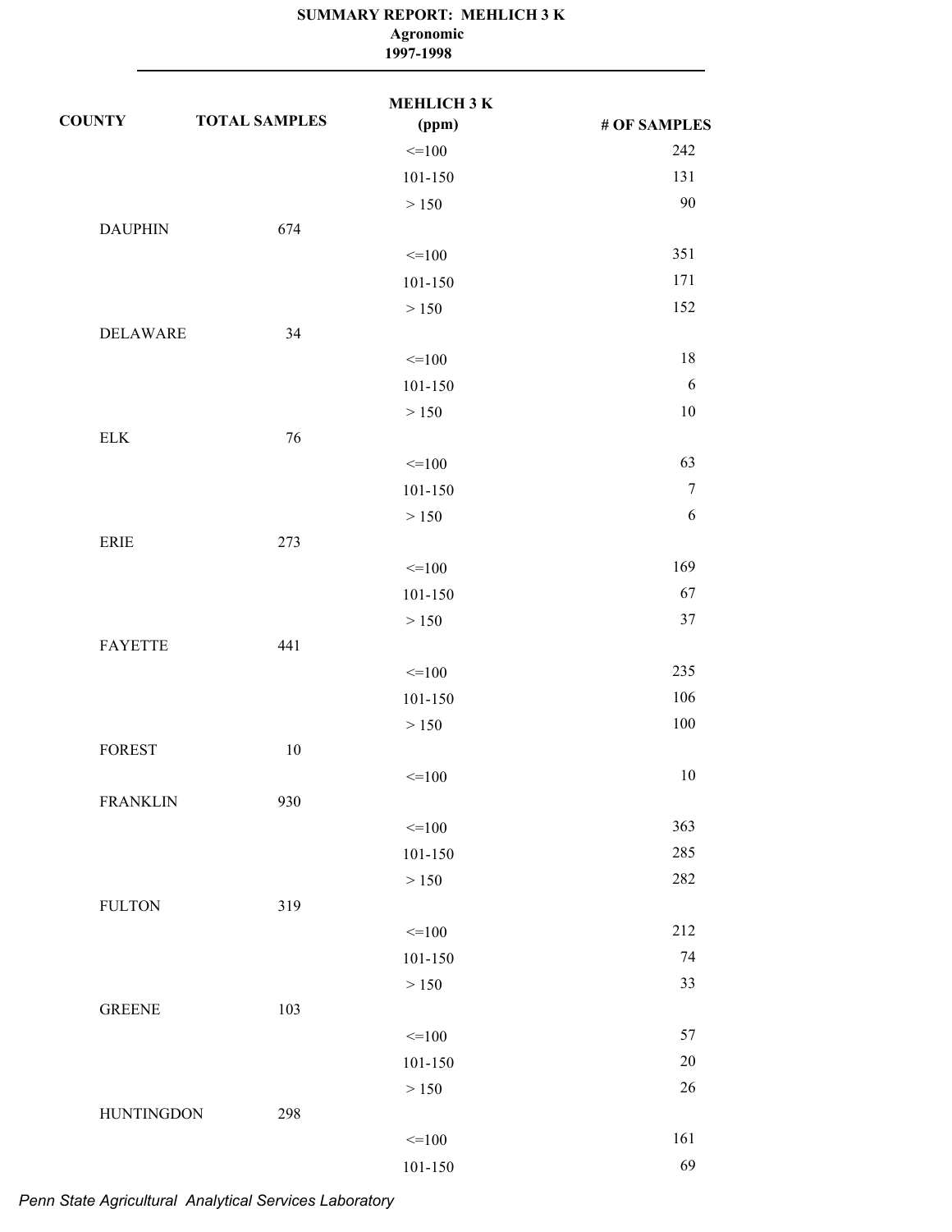**SUMMARY REPORT: MEHLICH 3 K**
**Agronomic**
**1997-1998**

| COUNTY | TOTAL SAMPLES | MEHLICH 3 K (ppm) | # OF SAMPLES |
|---|---|---|---|
| | | <=100 | 242 |
| | | 101-150 | 131 |
| | | > 150 | 90 |
| DAUPHIN | 674 | | |
| | | <=100 | 351 |
| | | 101-150 | 171 |
| | | > 150 | 152 |
| DELAWARE | 34 | | |
| | | <=100 | 18 |
| | | 101-150 | 6 |
| | | > 150 | 10 |
| ELK | 76 | | |
| | | <=100 | 63 |
| | | 101-150 | 7 |
| | | > 150 | 6 |
| ERIE | 273 | | |
| | | <=100 | 169 |
| | | 101-150 | 67 |
| | | > 150 | 37 |
| FAYETTE | 441 | | |
| | | <=100 | 235 |
| | | 101-150 | 106 |
| | | > 150 | 100 |
| FOREST | 10 | | |
| | | <=100 | 10 |
| FRANKLIN | 930 | | |
| | | <=100 | 363 |
| | | 101-150 | 285 |
| | | > 150 | 282 |
| FULTON | 319 | | |
| | | <=100 | 212 |
| | | 101-150 | 74 |
| | | > 150 | 33 |
| GREENE | 103 | | |
| | | <=100 | 57 |
| | | 101-150 | 20 |
| | | > 150 | 26 |
| HUNTINGDON | 298 | | |
| | | <=100 | 161 |
| | | 101-150 | 69 |

*Penn State Agricultural Analytical Services Laboratory*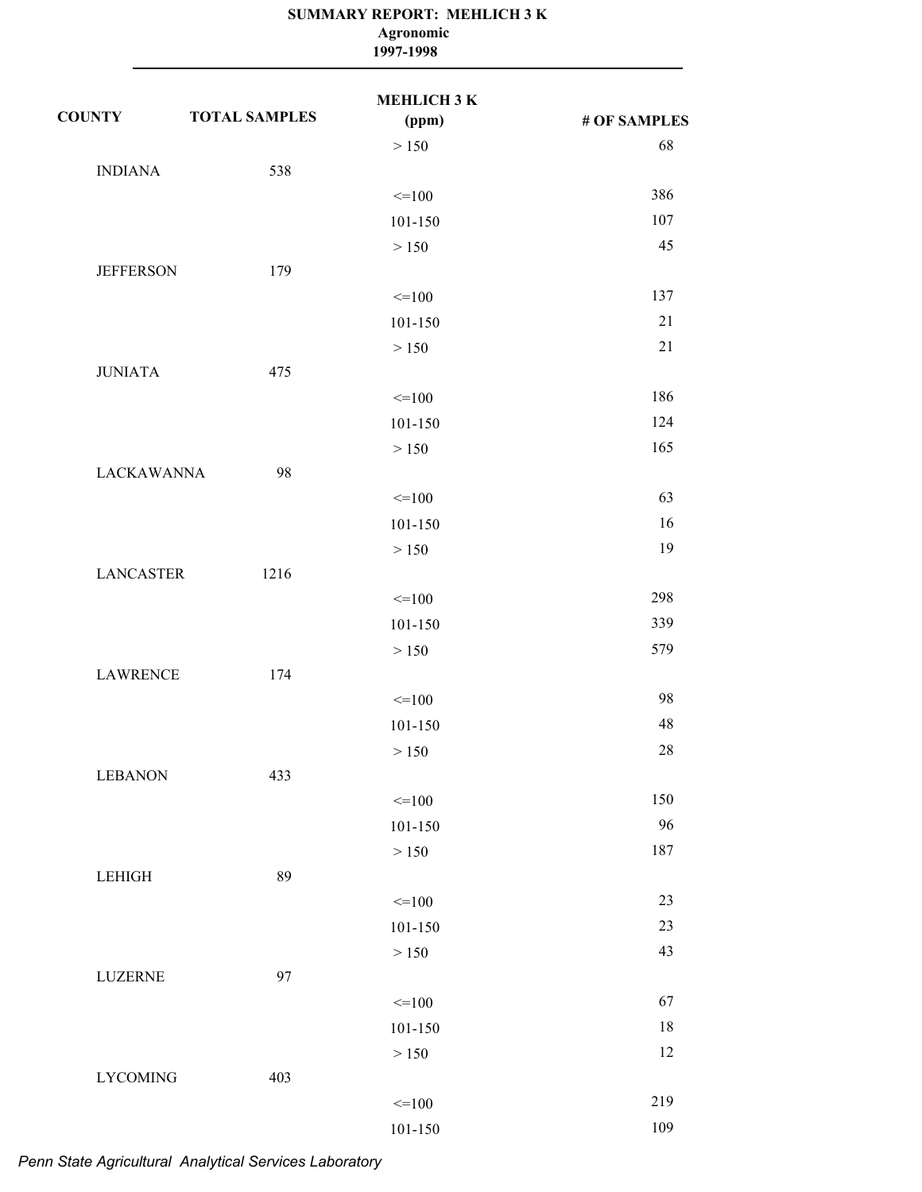**SUMMARY REPORT: MEHLICH 3 K**
**Agronomic**
**1997-1998**

| COUNTY | TOTAL SAMPLES | MEHLICH 3 K (ppm) | # OF SAMPLES |
|---|---|---|---|
| | | > 150 | 68 |
| INDIANA | 538 | | |
| | | <=100 | 386 |
| | | 101-150 | 107 |
| | | > 150 | 45 |
| JEFFERSON | 179 | | |
| | | <=100 | 137 |
| | | 101-150 | 21 |
| | | > 150 | 21 |
| JUNIATA | 475 | | |
| | | <=100 | 186 |
| | | 101-150 | 124 |
| | | > 150 | 165 |
| LACKAWANNA | 98 | | |
| | | <=100 | 63 |
| | | 101-150 | 16 |
| | | > 150 | 19 |
| LANCASTER | 1216 | | |
| | | <=100 | 298 |
| | | 101-150 | 339 |
| | | > 150 | 579 |
| LAWRENCE | 174 | | |
| | | <=100 | 98 |
| | | 101-150 | 48 |
| | | > 150 | 28 |
| LEBANON | 433 | | |
| | | <=100 | 150 |
| | | 101-150 | 96 |
| | | > 150 | 187 |
| LEHIGH | 89 | | |
| | | <=100 | 23 |
| | | 101-150 | 23 |
| | | > 150 | 43 |
| LUZERNE | 97 | | |
| | | <=100 | 67 |
| | | 101-150 | 18 |
| | | > 150 | 12 |
| LYCOMING | 403 | | |
| | | <=100 | 219 |
| | | 101-150 | 109 |

*Penn State Agricultural Analytical Services Laboratory*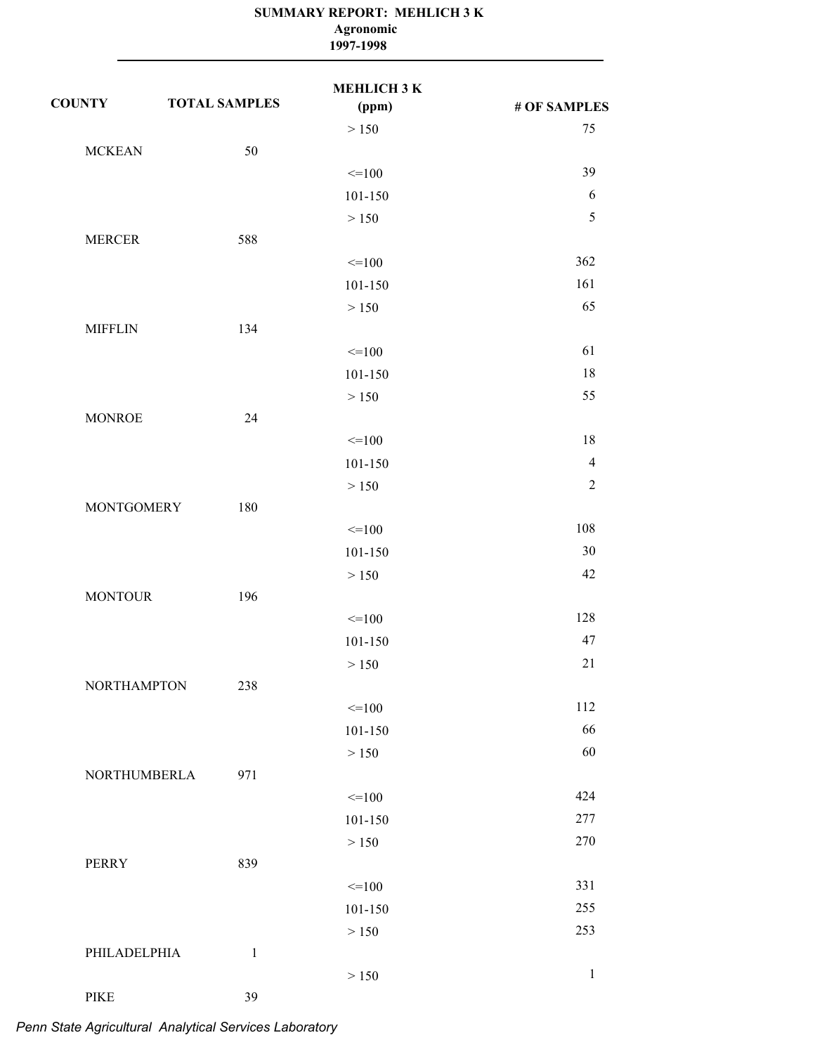**SUMMARY REPORT: MEHLICH 3 K**
**Agronomic**
**1997-1998**

| COUNTY | TOTAL SAMPLES | MEHLICH 3 K (ppm) | # OF SAMPLES |
|---|---|---|---|
| | | > 150 | 75 |
| MCKEAN | 50 | | |
| | | <=100 | 39 |
| | | 101-150 | 6 |
| | | > 150 | 5 |
| MERCER | 588 | | |
| | | <=100 | 362 |
| | | 101-150 | 161 |
| | | > 150 | 65 |
| MIFFLIN | 134 | | |
| | | <=100 | 61 |
| | | 101-150 | 18 |
| | | > 150 | 55 |
| MONROE | 24 | | |
| | | <=100 | 18 |
| | | 101-150 | 4 |
| | | > 150 | 2 |
| MONTGOMERY | 180 | | |
| | | <=100 | 108 |
| | | 101-150 | 30 |
| | | > 150 | 42 |
| MONTOUR | 196 | | |
| | | <=100 | 128 |
| | | 101-150 | 47 |
| | | > 150 | 21 |
| NORTHAMPTON | 238 | | |
| | | <=100 | 112 |
| | | 101-150 | 66 |
| | | > 150 | 60 |
| NORTHUMBERLA | 971 | | |
| | | <=100 | 424 |
| | | 101-150 | 277 |
| | | > 150 | 270 |
| PERRY | 839 | | |
| | | <=100 | 331 |
| | | 101-150 | 255 |
| | | > 150 | 253 |
| PHILADELPHIA | 1 | | |
| | | > 150 | 1 |
| PIKE | 39 | | |

*Penn State Agricultural Analytical Services Laboratory*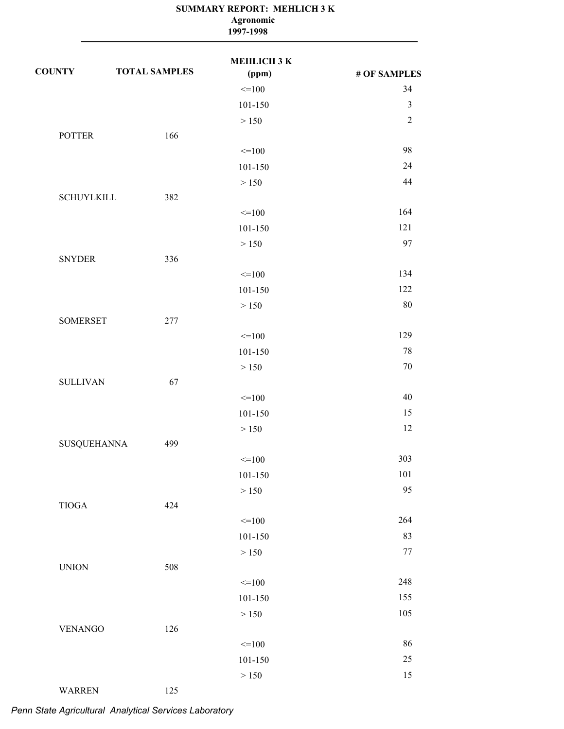# SUMMARY REPORT: MEHLICH 3 K

**Agronomic**

**1997-1998**

| COUNTY | TOTAL SAMPLES | MEHLICH 3 K (ppm) | # OF SAMPLES |
|---|---|---|---|
| | | <=100 | 34 |
| | | 101-150 | 3 |
| | | > 150 | 2 |
| POTTER | 166 | | |
| | | <=100 | 98 |
| | | 101-150 | 24 |
| | | > 150 | 44 |
| SCHUYLKILL | 382 | | |
| | | <=100 | 164 |
| | | 101-150 | 121 |
| | | > 150 | 97 |
| SNYDER | 336 | | |
| | | <=100 | 134 |
| | | 101-150 | 122 |
| | | > 150 | 80 |
| SOMERSET | 277 | | |
| | | <=100 | 129 |
| | | 101-150 | 78 |
| | | > 150 | 70 |
| SULLIVAN | 67 | | |
| | | <=100 | 40 |
| | | 101-150 | 15 |
| | | > 150 | 12 |
| SUSQUEHANNA | 499 | | |
| | | <=100 | 303 |
| | | 101-150 | 101 |
| | | > 150 | 95 |
| TIOGA | 424 | | |
| | | <=100 | 264 |
| | | 101-150 | 83 |
| | | > 150 | 77 |
| UNION | 508 | | |
| | | <=100 | 248 |
| | | 101-150 | 155 |
| | | > 150 | 105 |
| VENANGO | 126 | | |
| | | <=100 | 86 |
| | | 101-150 | 25 |
| | | > 150 | 15 |
| WARREN | 125 | | |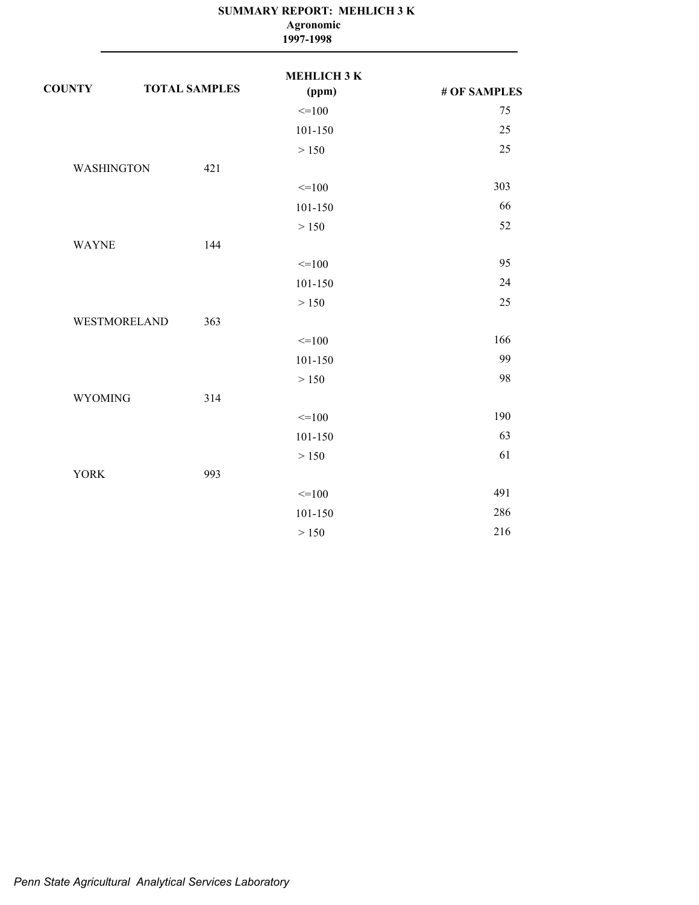**SUMMARY REPORT: MEHLICH 3 K**
**Agronomic**
**1997-1998**

| COUNTY | TOTAL SAMPLES | MEHLICH 3 K (ppm) | # OF SAMPLES |
|---|---|---|---|
| | | <=100 | 75 |
| | | 101-150 | 25 |
| | | > 150 | 25 |
| WASHINGTON | 421 | | |
| | | <=100 | 303 |
| | | 101-150 | 66 |
| | | > 150 | 52 |
| WAYNE | 144 | | |
| | | <=100 | 95 |
| | | 101-150 | 24 |
| | | > 150 | 25 |
| WESTMORELAND | 363 | | |
| | | <=100 | 166 |
| | | 101-150 | 99 |
| | | > 150 | 98 |
| WYOMING | 314 | | |
| | | <=100 | 190 |
| | | 101-150 | 63 |
| | | > 150 | 61 |
| YORK | 993 | | |
| | | <=100 | 491 |
| | | 101-150 | 286 |
| | | > 150 | 216 |

*Penn State Agricultural Analytical Services Laboratory*